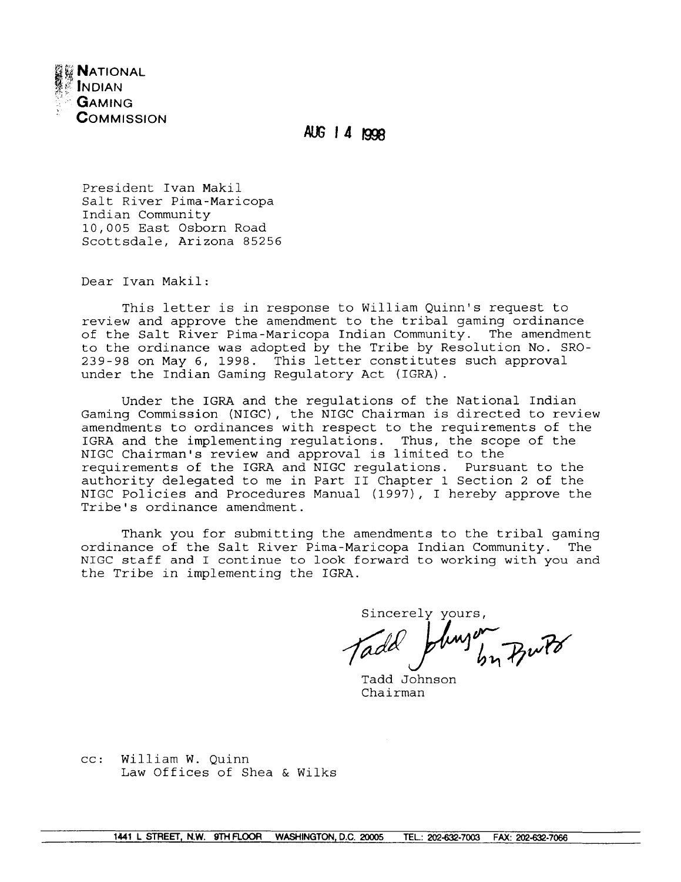**NATIONAL INDIAN GAMING COMMISSION**

AUG 14 1998

President Ivan Makil
Salt River Pima-Maricopa
Indian Community
10,005 East Osborn Road
Scottsdale, Arizona 85256

Dear Ivan Makil:

This letter is in response to William Quinn's request to review and approve the amendment to the tribal gaming ordinance of the Salt River Pima-Maricopa Indian Community. The amendment to the ordinance was adopted by the Tribe by Resolution No. SRO-239-98 on May 6, 1998. This letter constitutes such approval under the Indian Gaming Regulatory Act (IGRA).

Under the IGRA and the regulations of the National Indian Gaming Commission (NIGC), the NIGC Chairman is directed to review amendments to ordinances with respect to the requirements of the IGRA and the implementing regulations. Thus, the scope of the NIGC Chairman's review and approval is limited to the requirements of the IGRA and NIGC regulations. Pursuant to the authority delegated to me in Part II Chapter 1 Section 2 of the NIGC Policies and Procedures Manual (1997), I hereby approve the Tribe's ordinance amendment.

Thank you for submitting the amendments to the tribal gaming ordinance of the Salt River Pima-Maricopa Indian Community. The NIGC staff and I continue to look forward to working with you and the Tribe in implementing the IGRA.

Sincerely yours,

Tadd Johnson by Butz

Tadd Johnson
Chairman

cc: William W. Quinn
Law Offices of Shea & Wilks

1441 L STREET, N.W. 9TH FLOOR WASHINGTON, D.C. 20005 TEL.: 202-632-7003 FAX: 202-632-7066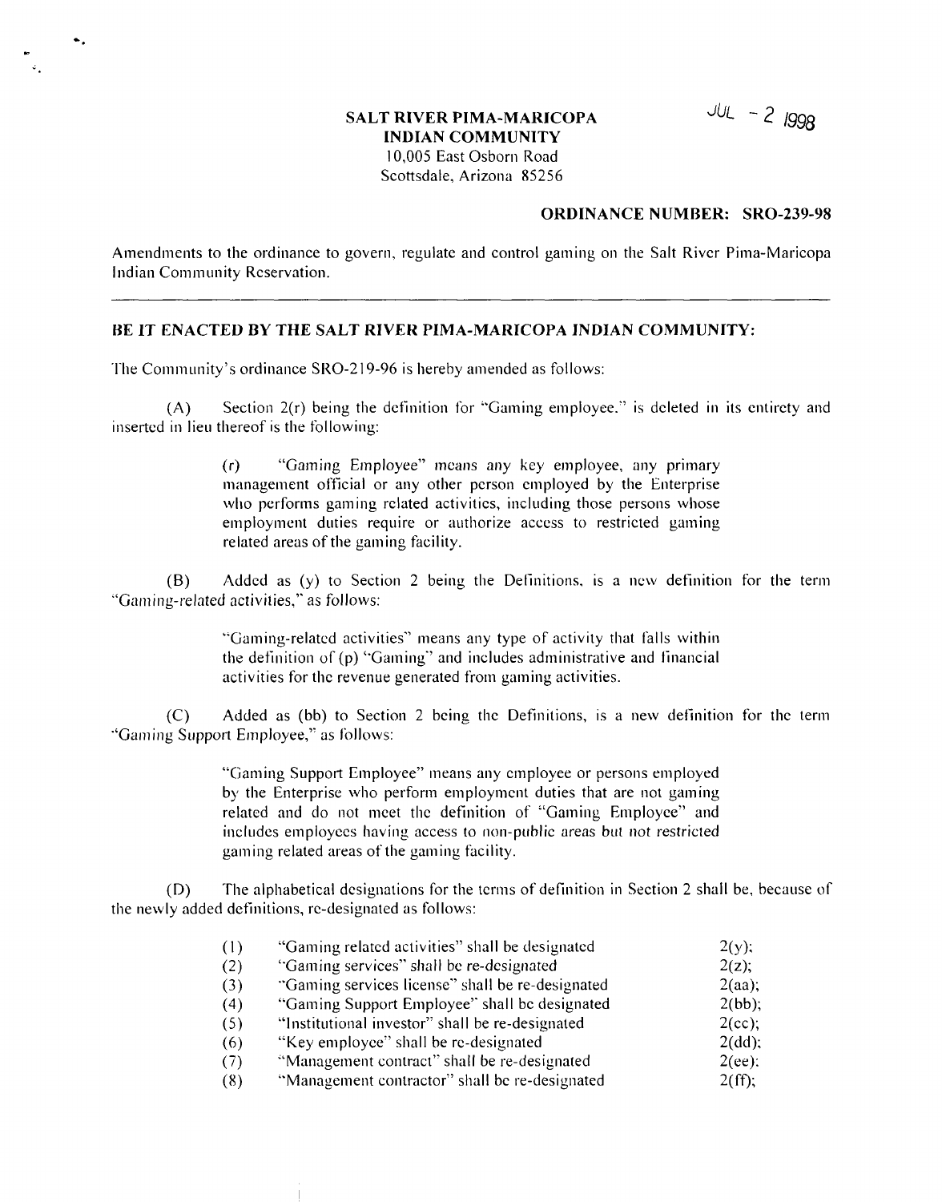**SALT RIVER PIMA-MARICOPA INDIAN COMMUNITY**
10,005 East Osborn Road
Scottsdale, Arizona 85256

JUL - 2 1998

**ORDINANCE NUMBER: SRO-239-98**

Amendments to the ordinance to govern, regulate and control gaming on the Salt River Pima-Maricopa Indian Community Reservation.

---

**BE IT ENACTED BY THE SALT RIVER PIMA-MARICOPA INDIAN COMMUNITY:**

The Community's ordinance SRO-219-96 is hereby amended as follows:

(A) Section 2(r) being the definition for "Gaming employee." is deleted in its entirety and inserted in lieu thereof is the following:

> (r) "Gaming Employee" means any key employee, any primary management official or any other person employed by the Enterprise who performs gaming related activities, including those persons whose employment duties require or authorize access to restricted gaming related areas of the gaming facility.

(B) Added as (y) to Section 2 being the Definitions, is a new definition for the term "Gaming-related activities," as follows:

> "Gaming-related activities" means any type of activity that falls within the definition of (p) "Gaming" and includes administrative and financial activities for the revenue generated from gaming activities.

(C) Added as (bb) to Section 2 being the Definitions, is a new definition for the term "Gaming Support Employee," as follows:

> "Gaming Support Employee" means any employee or persons employed by the Enterprise who perform employment duties that are not gaming related and do not meet the definition of "Gaming Employee" and includes employees having access to non-public areas but not restricted gaming related areas of the gaming facility.

(D) The alphabetical designations for the terms of definition in Section 2 shall be, because of the newly added definitions, re-designated as follows:

| | | |
|---|---|---|
| (1) | "Gaming related activities" shall be designated | 2(y); |
| (2) | "Gaming services" shall be re-designated | 2(z); |
| (3) | "Gaming services license" shall be re-designated | 2(aa); |
| (4) | "Gaming Support Employee" shall be designated | 2(bb); |
| (5) | "Institutional investor" shall be re-designated | 2(cc); |
| (6) | "Key employee" shall be re-designated | 2(dd); |
| (7) | "Management contract" shall be re-designated | 2(ee); |
| (8) | "Management contractor" shall be re-designated | 2(ff); |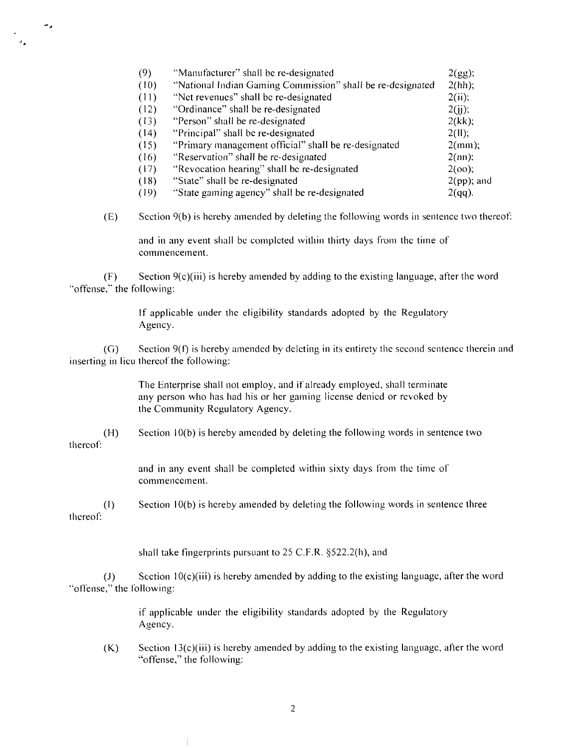(9) "Manufacturer" shall be re-designated 2(gg);
(10) "National Indian Gaming Commission" shall be re-designated 2(hh);
(11) "Net revenues" shall be re-designated 2(ii);
(12) "Ordinance" shall be re-designated 2(jj);
(13) "Person" shall be re-designated 2(kk);
(14) "Principal" shall be re-designated 2(ll);
(15) "Primary management official" shall be re-designated 2(mm);
(16) "Reservation" shall be re-designated 2(nn);
(17) "Revocation hearing" shall be re-designated 2(oo);
(18) "State" shall be re-designated 2(pp); and
(19) "State gaming agency" shall be re-designated 2(qq).

(E) Section 9(b) is hereby amended by deleting the following words in sentence two thereof:

> and in any event shall be completed within thirty days from the time of commencement.

(F) Section 9(c)(iii) is hereby amended by adding to the existing language, after the word "offense," the following:

> If applicable under the eligibility standards adopted by the Regulatory Agency.

(G) Section 9(f) is hereby amended by deleting in its entirety the second sentence therein and inserting in lieu thereof the following:

> The Enterprise shall not employ, and if already employed, shall terminate any person who has had his or her gaming license denied or revoked by the Community Regulatory Agency.

(H) Section 10(b) is hereby amended by deleting the following words in sentence two thereof:

> and in any event shall be completed within sixty days from the time of commencement.

(I) Section 10(b) is hereby amended by deleting the following words in sentence three thereof:

> shall take fingerprints pursuant to 25 C.F.R. §522.2(h), and

(J) Section 10(c)(iii) is hereby amended by adding to the existing language, after the word "offense," the following:

> if applicable under the eligibility standards adopted by the Regulatory Agency.

(K) Section 13(c)(iii) is hereby amended by adding to the existing language, after the word "offense," the following: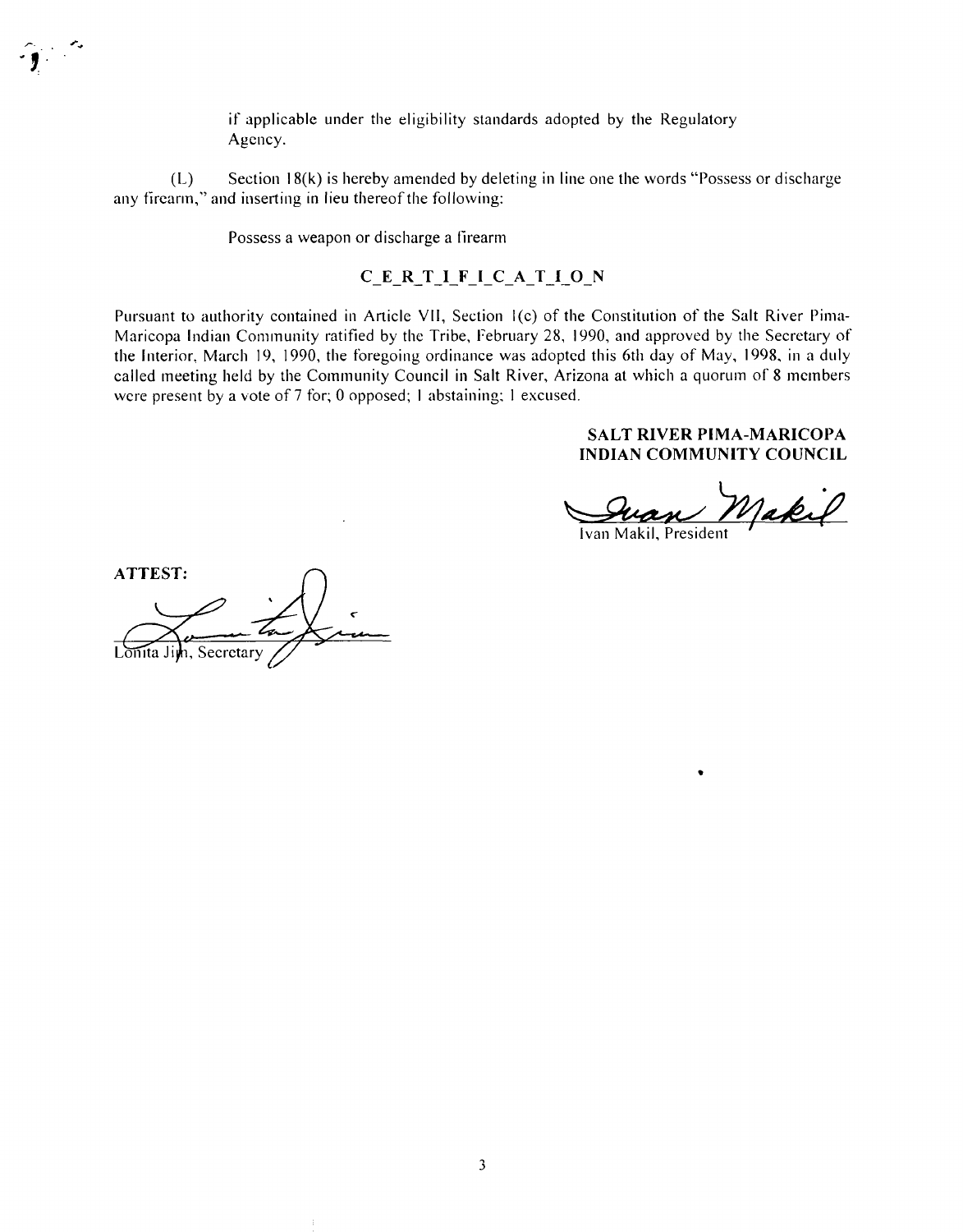if applicable under the eligibility standards adopted by the Regulatory Agency.

(L) Section 18(k) is hereby amended by deleting in line one the words "Possess or discharge any firearm," and inserting in lieu thereof the following:

Possess a weapon or discharge a firearm

**C_E_R_T_I_F_I_C_A_T_I_O_N**

Pursuant to authority contained in Article VII, Section 1(c) of the Constitution of the Salt River Pima-Maricopa Indian Community ratified by the Tribe, February 28, 1990, and approved by the Secretary of the Interior, March 19, 1990, the foregoing ordinance was adopted this 6th day of May, 1998, in a duly called meeting held by the Community Council in Salt River, Arizona at which a quorum of 8 members were present by a vote of 7 for; 0 opposed; 1 abstaining; 1 excused.

**SALT RIVER PIMA-MARICOPA INDIAN COMMUNITY COUNCIL**

Ivan Makil, President

**ATTEST:**

Lonita Jim, Secretary